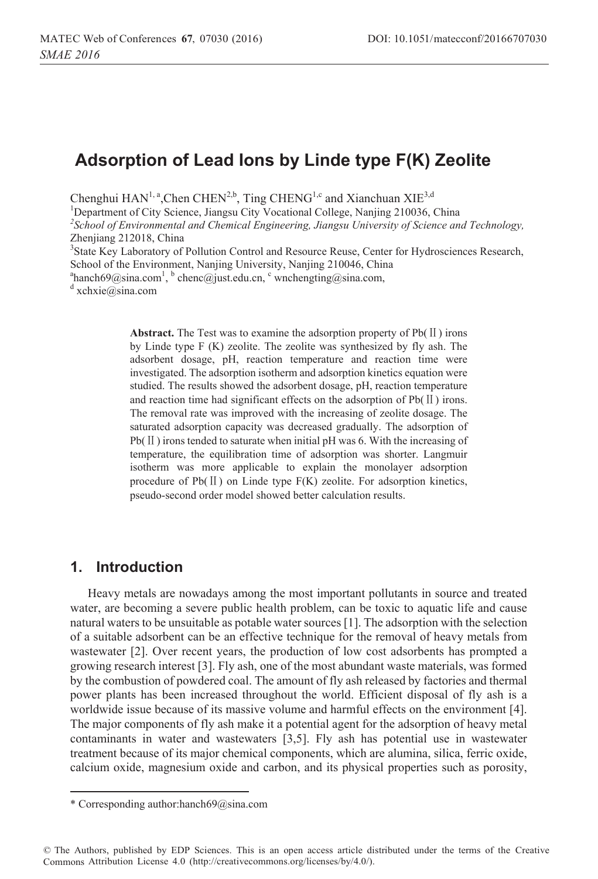# Adsorption of Lead Ions by Linde type F(K) Zeolite

Chenghui HAN[1, a], Chen CHEN[2,b], Ting CHENG[1,c] and Xianchuan XIE[3,d]

[1]Department of City Science, Jiangsu City Vocational College, Nanjing 210036, China

[2]*School of Environmental and Chemical Engineering, Jiangsu University of Science and Technology,* Zhenjiang 212018, China

[3]State Key Laboratory of Pollution Control and Resource Reuse, Center for Hydrosciences Research, School of the Environment, Nanjing University, Nanjing 210046, China

[a]hanch69@sina.com[1], [b] chenc@just.edu.cn, [c] wnchengting@sina.com,
[d] xchxie@sina.com

**Abstract.** The Test was to examine the adsorption property of Pb(Ⅱ) irons by Linde type F (K) zeolite. The zeolite was synthesized by fly ash. The adsorbent dosage, pH, reaction temperature and reaction time were investigated. The adsorption isotherm and adsorption kinetics equation were studied. The results showed the adsorbent dosage, pH, reaction temperature and reaction time had significant effects on the adsorption of Pb(Ⅱ) irons. The removal rate was improved with the increasing of zeolite dosage. The saturated adsorption capacity was decreased gradually. The adsorption of Pb(Ⅱ) irons tended to saturate when initial pH was 6. With the increasing of temperature, the equilibration time of adsorption was shorter. Langmuir isotherm was more applicable to explain the monolayer adsorption procedure of Pb(Ⅱ) on Linde type F(K) zeolite. For adsorption kinetics, pseudo-second order model showed better calculation results.

## 1. Introduction

Heavy metals are nowadays among the most important pollutants in source and treated water, are becoming a severe public health problem, can be toxic to aquatic life and cause natural waters to be unsuitable as potable water sources [1]. The adsorption with the selection of a suitable adsorbent can be an effective technique for the removal of heavy metals from wastewater [2]. Over recent years, the production of low cost adsorbents has prompted a growing research interest [3]. Fly ash, one of the most abundant waste materials, was formed by the combustion of powdered coal. The amount of fly ash released by factories and thermal power plants has been increased throughout the world. Efficient disposal of fly ash is a worldwide issue because of its massive volume and harmful effects on the environment [4]. The major components of fly ash make it a potential agent for the adsorption of heavy metal contaminants in water and wastewaters [3,5]. Fly ash has potential use in wastewater treatment because of its major chemical components, which are alumina, silica, ferric oxide, calcium oxide, magnesium oxide and carbon, and its physical properties such as porosity,

* Corresponding author:hanch69@sina.com

© The Authors, published by EDP Sciences. This is an open access article distributed under the terms of the Creative Commons Attribution License 4.0 (http://creativecommons.org/licenses/by/4.0/).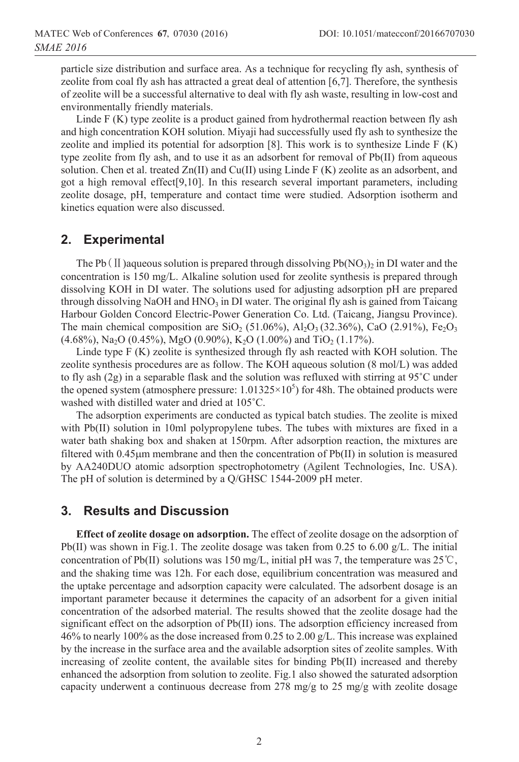particle size distribution and surface area. As a technique for recycling fly ash, synthesis of zeolite from coal fly ash has attracted a great deal of attention [6,7]. Therefore, the synthesis of zeolite will be a successful alternative to deal with fly ash waste, resulting in low-cost and environmentally friendly materials.

Linde F (K) type zeolite is a product gained from hydrothermal reaction between fly ash and high concentration KOH solution. Miyaji had successfully used fly ash to synthesize the zeolite and implied its potential for adsorption [8]. This work is to synthesize Linde F (K) type zeolite from fly ash, and to use it as an adsorbent for removal of Pb(II) from aqueous solution. Chen et al. treated Zn(II) and Cu(II) using Linde F (K) zeolite as an adsorbent, and got a high removal effect[9,10]. In this research several important parameters, including zeolite dosage, pH, temperature and contact time were studied. Adsorption isotherm and kinetics equation were also discussed.

## 2. Experimental

The Pb（Ⅱ)aqueous solution is prepared through dissolving $Pb(NO_3)_2$ in DI water and the concentration is 150 mg/L. Alkaline solution used for zeolite synthesis is prepared through dissolving KOH in DI water. The solutions used for adjusting adsorption pH are prepared through dissolving NaOH and $HNO_3$ in DI water. The original fly ash is gained from Taicang Harbour Golden Concord Electric-Power Generation Co. Ltd. (Taicang, Jiangsu Province). The main chemical composition are $SiO_2$ (51.06%), $Al_2O_3$ (32.36%), CaO (2.91%), $Fe_2O_3$ (4.68%), $Na_2O$ (0.45%), MgO (0.90%), $K_2O$ (1.00%) and $TiO_2$ (1.17%).

Linde type F (K) zeolite is synthesized through fly ash reacted with KOH solution. The zeolite synthesis procedures are as follow. The KOH aqueous solution (8 mol/L) was added to fly ash (2g) in a separable flask and the solution was refluxed with stirring at 95˚C under the opened system (atmosphere pressure: $1.01325\times10^5$) for 48h. The obtained products were washed with distilled water and dried at 105˚C.

The adsorption experiments are conducted as typical batch studies. The zeolite is mixed with Pb(II) solution in 10ml polypropylene tubes. The tubes with mixtures are fixed in a water bath shaking box and shaken at 150rpm. After adsorption reaction, the mixtures are filtered with 0.45μm membrane and then the concentration of Pb(II) in solution is measured by AA240DUO atomic adsorption spectrophotometry (Agilent Technologies, Inc. USA). The pH of solution is determined by a Q/GHSC 1544-2009 pH meter.

## 3. Results and Discussion

**Effect of zeolite dosage on adsorption.** The effect of zeolite dosage on the adsorption of Pb(II) was shown in Fig.1. The zeolite dosage was taken from 0.25 to 6.00 g/L. The initial concentration of Pb(II) solutions was 150 mg/L, initial pH was 7, the temperature was 25℃, and the shaking time was 12h. For each dose, equilibrium concentration was measured and the uptake percentage and adsorption capacity were calculated. The adsorbent dosage is an important parameter because it determines the capacity of an adsorbent for a given initial concentration of the adsorbed material. The results showed that the zeolite dosage had the significant effect on the adsorption of Pb(II) ions. The adsorption efficiency increased from 46% to nearly 100% as the dose increased from 0.25 to 2.00 g/L. This increase was explained by the increase in the surface area and the available adsorption sites of zeolite samples. With increasing of zeolite content, the available sites for binding Pb(II) increased and thereby enhanced the adsorption from solution to zeolite. Fig.1 also showed the saturated adsorption capacity underwent a continuous decrease from 278 mg/g to 25 mg/g with zeolite dosage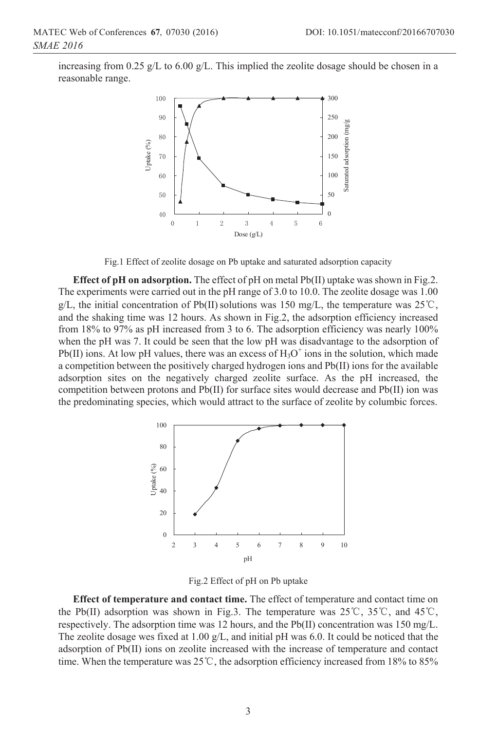increasing from 0.25 g/L to 6.00 g/L. This implied the zeolite dosage should be chosen in a reasonable range.

Fig.1 Effect of zeolite dosage on Pb uptake and saturated adsorption capacity

**Effect of pH on adsorption.** The effect of pH on metal Pb(II) uptake was shown in Fig.2. The experiments were carried out in the pH range of 3.0 to 10.0. The zeolite dosage was 1.00 g/L, the initial concentration of Pb(II) solutions was 150 mg/L, the temperature was 25℃, and the shaking time was 12 hours. As shown in Fig.2, the adsorption efficiency increased from 18% to 97% as pH increased from 3 to 6. The adsorption efficiency was nearly 100% when the pH was 7. It could be seen that the low pH was disadvantage to the adsorption of Pb(II) ions. At low pH values, there was an excess of $H_3O^+$ ions in the solution, which made a competition between the positively charged hydrogen ions and Pb(II) ions for the available adsorption sites on the negatively charged zeolite surface. As the pH increased, the competition between protons and Pb(II) for surface sites would decrease and Pb(II) ion was the predominating species, which would attract to the surface of zeolite by columbic forces.

Fig.2 Effect of pH on Pb uptake

**Effect of temperature and contact time.** The effect of temperature and contact time on the Pb(II) adsorption was shown in Fig.3. The temperature was 25℃, 35℃, and 45℃, respectively. The adsorption time was 12 hours, and the Pb(II) concentration was 150 mg/L. The zeolite dosage wes fixed at 1.00 g/L, and initial pH was 6.0. It could be noticed that the adsorption of Pb(II) ions on zeolite increased with the increase of temperature and contact time. When the temperature was 25℃, the adsorption efficiency increased from 18% to 85%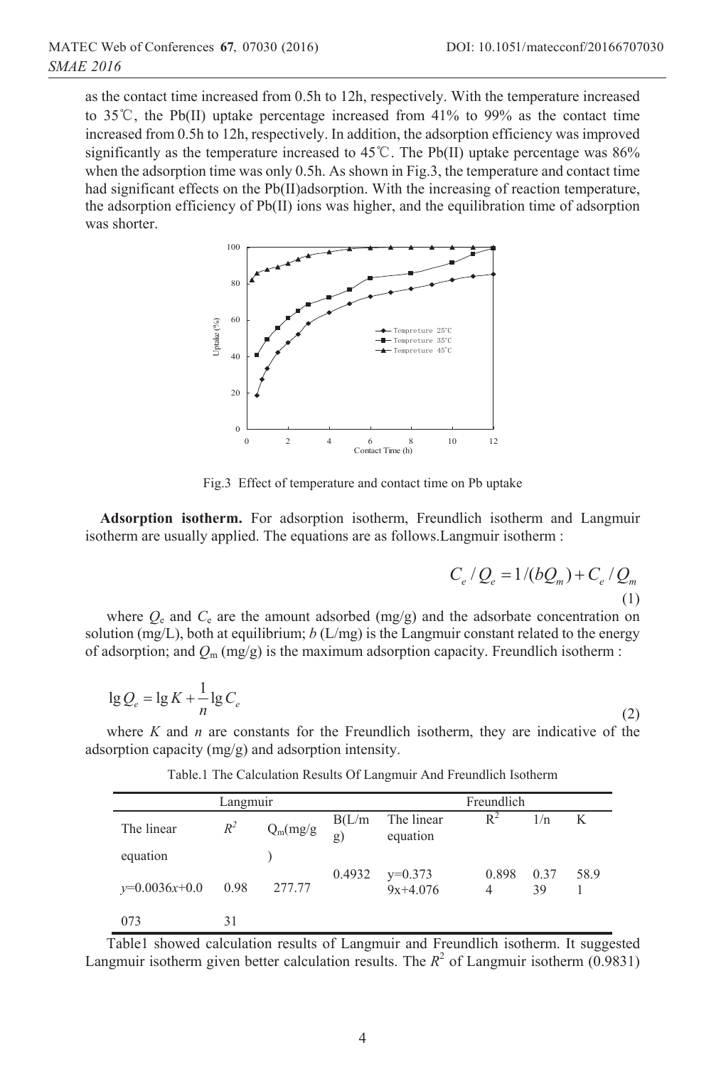as the contact time increased from 0.5h to 12h, respectively. With the temperature increased to 35℃, the Pb(II) uptake percentage increased from 41% to 99% as the contact time increased from 0.5h to 12h, respectively. In addition, the adsorption efficiency was improved significantly as the temperature increased to 45℃. The Pb(II) uptake percentage was 86% when the adsorption time was only 0.5h. As shown in Fig.3, the temperature and contact time had significant effects on the Pb(II)adsorption. With the increasing of reaction temperature, the adsorption efficiency of Pb(II) ions was higher, and the equilibration time of adsorption was shorter.

Fig.3 Effect of temperature and contact time on Pb uptake

**Adsorption isotherm.** For adsorption isotherm, Freundlich isotherm and Langmuir isotherm are usually applied. The equations are as follows.Langmuir isotherm :

$$C_e / Q_e = 1/(bQ_m) + C_e / Q_m \tag{1}$$

where $Q_e$ and $C_e$ are the amount adsorbed (mg/g) and the adsorbate concentration on solution (mg/L), both at equilibrium; $b$ (L/mg) is the Langmuir constant related to the energy of adsorption; and $Q_m$ (mg/g) is the maximum adsorption capacity. Freundlich isotherm :

$$\lg Q_e = \lg K + \frac{1}{n} \lg C_e \tag{2}$$

where $K$ and $n$ are constants for the Freundlich isotherm, they are indicative of the adsorption capacity (mg/g) and adsorption intensity.

Table.1 The Calculation Results Of Langmuir And Freundlich Isotherm

| Langmuir | | | | Freundlich | | | |
|---|---|---|---|---|---|---|---|
| The linear equation | $R^2$ | $Q_m$(mg/g) | B(L/mg) | The linear equation | $R^2$ | 1/n | K |
| $y$=0.0036$x$+0.0073 | 0.9831 | 277.77 | 0.4932 | y=0.3739x+4.076 | 0.8984 | 0.3739 | 58.91 |

Table1 showed calculation results of Langmuir and Freundlich isotherm. It suggested Langmuir isotherm given better calculation results. The $R^2$ of Langmuir isotherm (0.9831)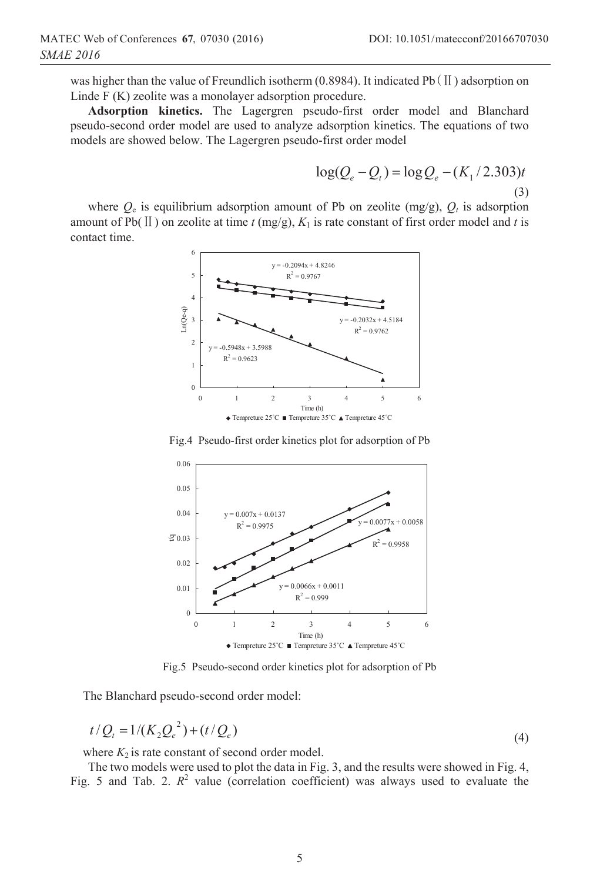was higher than the value of Freundlich isotherm (0.8984). It indicated Pb(Ⅱ) adsorption on Linde F (K) zeolite was a monolayer adsorption procedure.

**Adsorption kinetics.** The Lagergren pseudo-first order model and Blanchard pseudo-second order model are used to analyze adsorption kinetics. The equations of two models are showed below. The Lagergren pseudo-first order model

$$\log(Q_e - Q_t) = \log Q_e - (K_1 / 2.303)t \tag{3}$$

where $Q_e$ is equilibrium adsorption amount of Pb on zeolite (mg/g), $Q_t$ is adsorption amount of Pb(Ⅱ) on zeolite at time $t$ (mg/g), $K_1$ is rate constant of first order model and $t$ is contact time.

Fig.4 Pseudo-first order kinetics plot for adsorption of Pb

Fig.5 Pseudo-second order kinetics plot for adsorption of Pb

The Blanchard pseudo-second order model:

$$t / Q_t = 1/(K_2 Q_e^{\ 2}) + (t / Q_e) \tag{4}$$

where $K_2$ is rate constant of second order model.

The two models were used to plot the data in Fig. 3, and the results were showed in Fig. 4, Fig. 5 and Tab. 2. $R^2$ value (correlation coefficient) was always used to evaluate the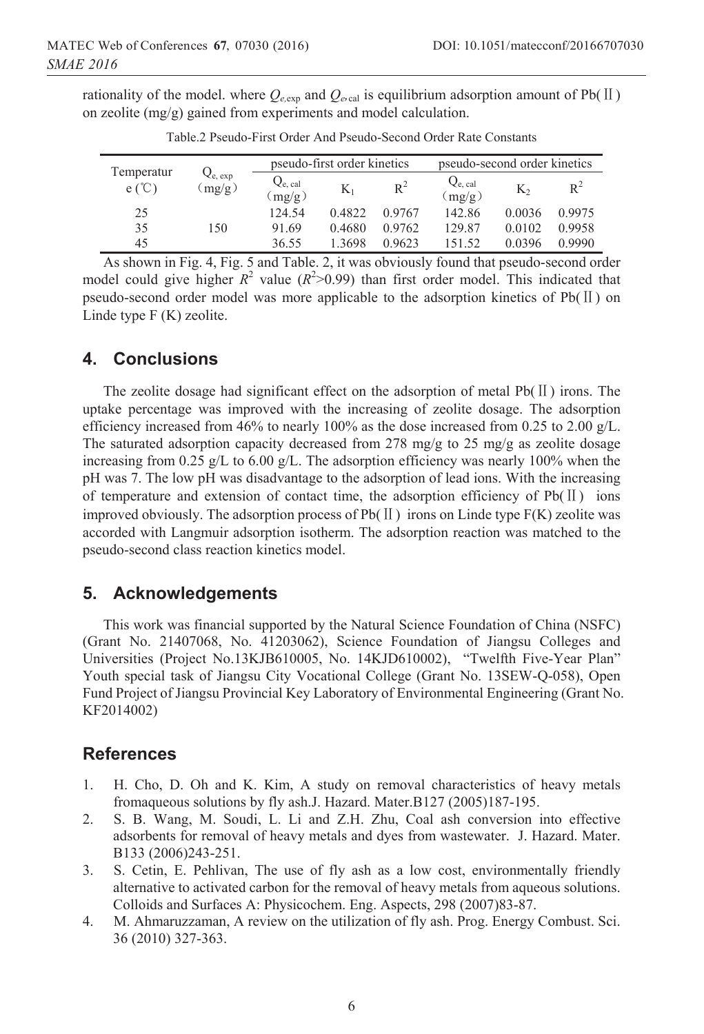rationality of the model. where $Q_{e,\exp}$ and $Q_{e,\text{cal}}$ is equilibrium adsorption amount of Pb(Ⅱ) on zeolite (mg/g) gained from experiments and model calculation.

Table.2 Pseudo-First Order And Pseudo-Second Order Rate Constants

| Temperature (℃) | $Q_{e,\,exp}$ (mg/g) | pseudo-first order kinetics | | | pseudo-second order kinetics | | |
|---|---|---|---|---|---|---|---|
| | | $Q_{e,\,cal}$ (mg/g) | $K_1$ | $R^2$ | $Q_{e,\,cal}$ (mg/g) | $K_2$ | $R^2$ |
| 25 | | 124.54 | 0.4822 | 0.9767 | 142.86 | 0.0036 | 0.9975 |
| 35 | 150 | 91.69 | 0.4680 | 0.9762 | 129.87 | 0.0102 | 0.9958 |
| 45 | | 36.55 | 1.3698 | 0.9623 | 151.52 | 0.0396 | 0.9990 |

As shown in Fig. 4, Fig. 5 and Table. 2, it was obviously found that pseudo-second order model could give higher $R^2$ value ($R^2$>0.99) than first order model. This indicated that pseudo-second order model was more applicable to the adsorption kinetics of Pb(Ⅱ) on Linde type F (K) zeolite.

## 4. Conclusions

The zeolite dosage had significant effect on the adsorption of metal Pb(Ⅱ) irons. The uptake percentage was improved with the increasing of zeolite dosage. The adsorption efficiency increased from 46% to nearly 100% as the dose increased from 0.25 to 2.00 g/L. The saturated adsorption capacity decreased from 278 mg/g to 25 mg/g as zeolite dosage increasing from 0.25 g/L to 6.00 g/L. The adsorption efficiency was nearly 100% when the pH was 7. The low pH was disadvantage to the adsorption of lead ions. With the increasing of temperature and extension of contact time, the adsorption efficiency of Pb(Ⅱ) ions improved obviously. The adsorption process of Pb(Ⅱ) irons on Linde type F(K) zeolite was accorded with Langmuir adsorption isotherm. The adsorption reaction was matched to the pseudo-second class reaction kinetics model.

## 5. Acknowledgements

This work was financial supported by the Natural Science Foundation of China (NSFC) (Grant No. 21407068, No. 41203062), Science Foundation of Jiangsu Colleges and Universities (Project No.13KJB610005, No. 14KJD610002), "Twelfth Five-Year Plan" Youth special task of Jiangsu City Vocational College (Grant No. 13SEW-Q-058), Open Fund Project of Jiangsu Provincial Key Laboratory of Environmental Engineering (Grant No. KF2014002)

## References

1. H. Cho, D. Oh and K. Kim, A study on removal characteristics of heavy metals fromaqueous solutions by fly ash.J. Hazard. Mater.B127 (2005)187-195.
2. S. B. Wang, M. Soudi, L. Li and Z.H. Zhu, Coal ash conversion into effective adsorbents for removal of heavy metals and dyes from wastewater. J. Hazard. Mater. B133 (2006)243-251.
3. S. Cetin, E. Pehlivan, The use of fly ash as a low cost, environmentally friendly alternative to activated carbon for the removal of heavy metals from aqueous solutions. Colloids and Surfaces A: Physicochem. Eng. Aspects, 298 (2007)83-87.
4. M. Ahmaruzzaman, A review on the utilization of fly ash. Prog. Energy Combust. Sci. 36 (2010) 327-363.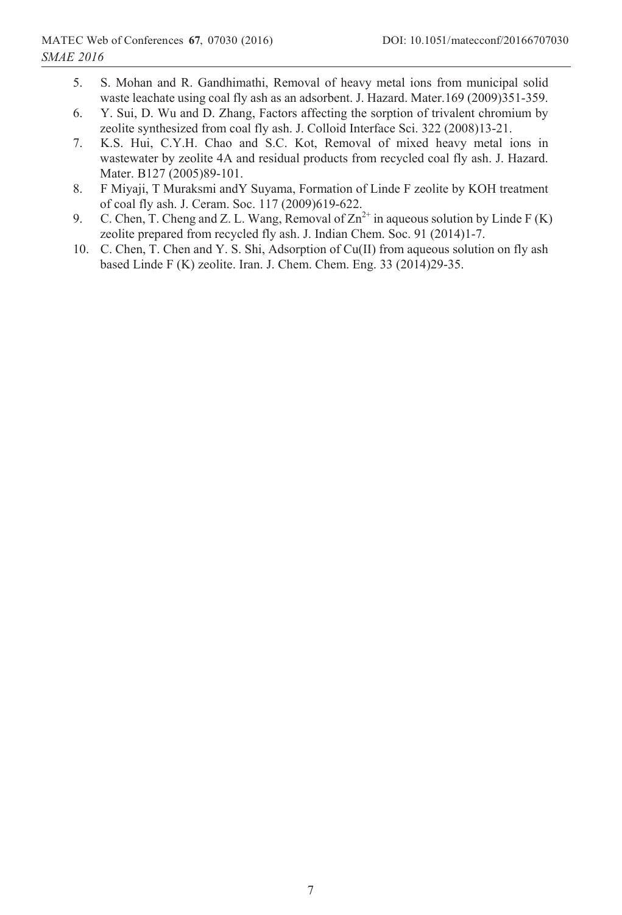5. S. Mohan and R. Gandhimathi, Removal of heavy metal ions from municipal solid waste leachate using coal fly ash as an adsorbent. J. Hazard. Mater.169 (2009)351-359.
6. Y. Sui, D. Wu and D. Zhang, Factors affecting the sorption of trivalent chromium by zeolite synthesized from coal fly ash. J. Colloid Interface Sci. 322 (2008)13-21.
7. K.S. Hui, C.Y.H. Chao and S.C. Kot, Removal of mixed heavy metal ions in wastewater by zeolite 4A and residual products from recycled coal fly ash. J. Hazard. Mater. B127 (2005)89-101.
8. F Miyaji, T Muraksmi andY Suyama, Formation of Linde F zeolite by KOH treatment of coal fly ash. J. Ceram. Soc. 117 (2009)619-622.
9. C. Chen, T. Cheng and Z. L. Wang, Removal of $Zn^{2+}$ in aqueous solution by Linde F (K) zeolite prepared from recycled fly ash. J. Indian Chem. Soc. 91 (2014)1-7.
10. C. Chen, T. Chen and Y. S. Shi, Adsorption of Cu(II) from aqueous solution on fly ash based Linde F (K) zeolite. Iran. J. Chem. Chem. Eng. 33 (2014)29-35.